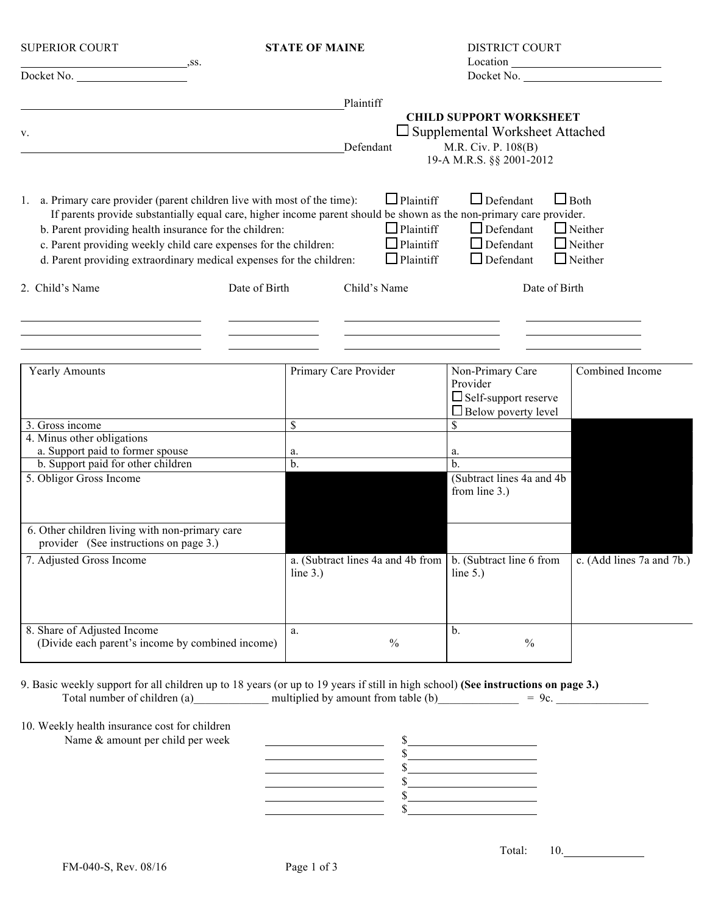SUPERIOR COURT　　　　　　　　　　**STATE OF MAINE**　　　　　　　　　　DISTRICT COURT

______________________,ss.　　　　　　　　　　　　　　　　　　　　　　Location ______________________

Docket No. ______________　　　　　　　　　　　　　　　　　　　　　Docket No. ______________________

__________________________________________ Plaintiff

v.

__________________________________________ Defendant

**CHILD SUPPORT WORKSHEET**

☐ Supplemental Worksheet Attached

M.R. Civ. P. 108(B)
19-A M.R.S. §§ 2001-2012

1. a. Primary care provider (parent children live with most of the time): ☐ Plaintiff ☐ Defendant ☐ Both
   If parents provide substantially equal care, higher income parent should be shown as the non-primary care provider.
   b. Parent providing health insurance for the children: ☐ Plaintiff ☐ Defendant ☐ Neither
   c. Parent providing weekly child care expenses for the children: ☐ Plaintiff ☐ Defendant ☐ Neither
   d. Parent providing extraordinary medical expenses for the children: ☐ Plaintiff ☐ Defendant ☐ Neither

2. 

| Child's Name | Date of Birth | Child's Name | Date of Birth |
|---|---|---|---|
| | | | |
| | | | |
| | | | |

| Yearly Amounts | Primary Care Provider | Non-Primary Care Provider ☐ Self-support reserve ☐ Below poverty level | Combined Income |
|---|---|---|---|
| 3. Gross income | $ | $ | |
| 4. Minus other obligations a. Support paid to former spouse | a. | a. | |
| b. Support paid for other children | b. | b. | |
| 5. Obligor Gross Income | | (Subtract lines 4a and 4b from line 3.) | |
| 6. Other children living with non-primary care provider (See instructions on page 3.) | | | |
| 7. Adjusted Gross Income | a. (Subtract lines 4a and 4b from line 3.) | b. (Subtract line 6 from line 5.) | c. (Add lines 7a and 7b.) |
| 8. Share of Adjusted Income (Divide each parent's income by combined income) | a. % | b. % | |

9. Basic weekly support for all children up to 18 years (or up to 19 years if still in high school) **(See instructions on page 3.)**
   Total number of children (a)____________ multiplied by amount from table (b)_____________ = 9c. _______________

10. Weekly health insurance cost for children
    Name & amount per child per week

    ______________ $______________
    ______________ $______________
    ______________ $______________
    ______________ $______________
    ______________ $______________
    ______________ $______________

Total: 10.____________

FM-040-S, Rev. 08/16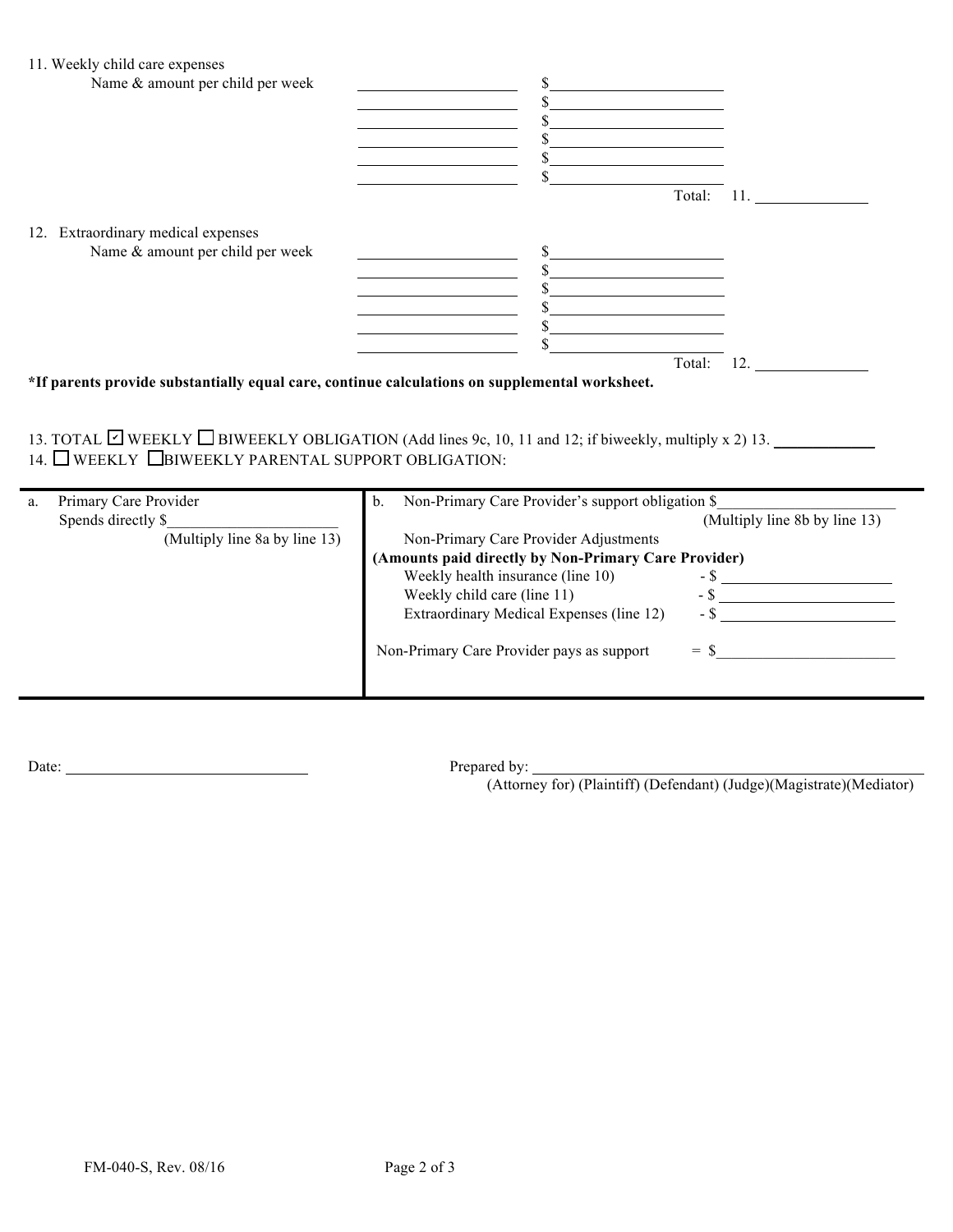11. Weekly child care expenses

Name & amount per child per week

| | |
|---|---|
| ______________ | $______________ |
| ______________ | $______________ |
| ______________ | $______________ |
| ______________ | $______________ |
| ______________ | $______________ |
| ______________ | $______________ |

Total: 11. ______________

12. Extraordinary medical expenses

Name & amount per child per week

| | |
|---|---|
| ______________ | $______________ |
| ______________ | $______________ |
| ______________ | $______________ |
| ______________ | $______________ |
| ______________ | $______________ |
| ______________ | $______________ |

Total: 12. ______________

**\*If parents provide substantially equal care, continue calculations on supplemental worksheet.**

13. TOTAL ☑ WEEKLY ☐ BIWEEKLY OBLIGATION (Add lines 9c, 10, 11 and 12; if biweekly, multiply x 2) 13. ______________

14. ☐ WEEKLY ☐ BIWEEKLY PARENTAL SUPPORT OBLIGATION:

| | |
|---|---|
| a. Primary Care Provider<br>Spends directly $______________<br>(Multiply line 8a by line 13) | b. Non-Primary Care Provider's support obligation $______________<br>(Multiply line 8b by line 13)<br>Non-Primary Care Provider Adjustments<br>**(Amounts paid directly by Non-Primary Care Provider)**<br>Weekly health insurance (line 10) - $______________<br>Weekly child care (line 11) - $______________<br>Extraordinary Medical Expenses (line 12) - $______________<br><br>Non-Primary Care Provider pays as support = $______________ |

Date: ______________________

Prepared by: ______________________________

(Attorney for) (Plaintiff) (Defendant) (Judge)(Magistrate)(Mediator)

FM-040-S, Rev. 08/16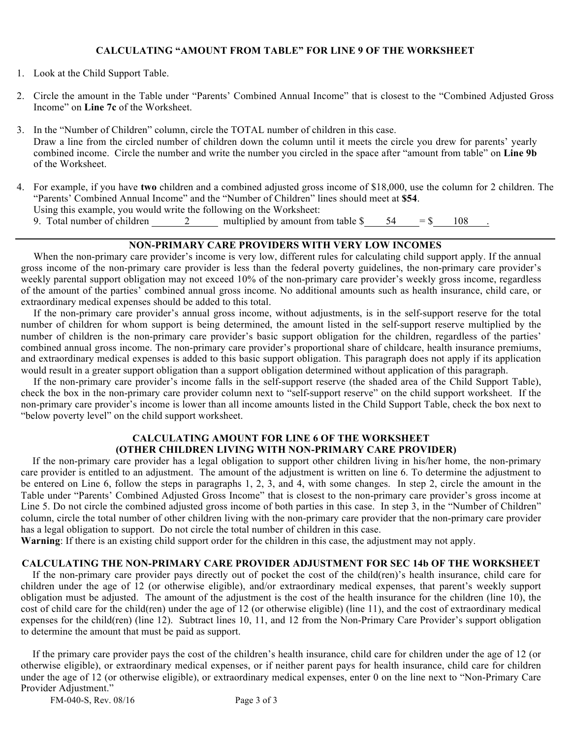## CALCULATING "AMOUNT FROM TABLE" FOR LINE 9 OF THE WORKSHEET

1. Look at the Child Support Table.
2. Circle the amount in the Table under "Parents' Combined Annual Income" that is closest to the "Combined Adjusted Gross Income" on **Line 7c** of the Worksheet.
3. In the "Number of Children" column, circle the TOTAL number of children in this case. Draw a line from the circled number of children down the column until it meets the circle you drew for parents' yearly combined income. Circle the number and write the number you circled in the space after "amount from table" on **Line 9b** of the Worksheet.
4. For example, if you have **two** children and a combined adjusted gross income of $18,000, use the column for 2 children. The "Parents' Combined Annual Income" and the "Number of Children" lines should meet at **$54**. Using this example, you would write the following on the Worksheet:
   9. Total number of children ____2____ multiplied by amount from table $____54____ = $____108____.

## NON-PRIMARY CARE PROVIDERS WITH VERY LOW INCOMES

When the non-primary care provider's income is very low, different rules for calculating child support apply. If the annual gross income of the non-primary care provider is less than the federal poverty guidelines, the non-primary care provider's weekly parental support obligation may not exceed 10% of the non-primary care provider's weekly gross income, regardless of the amount of the parties' combined annual gross income. No additional amounts such as health insurance, child care, or extraordinary medical expenses should be added to this total.

If the non-primary care provider's annual gross income, without adjustments, is in the self-support reserve for the total number of children for whom support is being determined, the amount listed in the self-support reserve multiplied by the number of children is the non-primary care provider's basic support obligation for the children, regardless of the parties' combined annual gross income. The non-primary care provider's proportional share of childcare, health insurance premiums, and extraordinary medical expenses is added to this basic support obligation. This paragraph does not apply if its application would result in a greater support obligation than a support obligation determined without application of this paragraph.

If the non-primary care provider's income falls in the self-support reserve (the shaded area of the Child Support Table), check the box in the non-primary care provider column next to "self-support reserve" on the child support worksheet. If the non-primary care provider's income is lower than all income amounts listed in the Child Support Table, check the box next to "below poverty level" on the child support worksheet.

## CALCULATING AMOUNT FOR LINE 6 OF THE WORKSHEET (OTHER CHILDREN LIVING WITH NON-PRIMARY CARE PROVIDER)

If the non-primary care provider has a legal obligation to support other children living in his/her home, the non-primary care provider is entitled to an adjustment. The amount of the adjustment is written on line 6. To determine the adjustment to be entered on Line 6, follow the steps in paragraphs 1, 2, 3, and 4, with some changes. In step 2, circle the amount in the Table under "Parents' Combined Adjusted Gross Income" that is closest to the non-primary care provider's gross income at Line 5. Do not circle the combined adjusted gross income of both parties in this case. In step 3, in the "Number of Children" column, circle the total number of other children living with the non-primary care provider that the non-primary care provider has a legal obligation to support. Do not circle the total number of children in this case.

**Warning**: If there is an existing child support order for the children in this case, the adjustment may not apply.

## CALCULATING THE NON-PRIMARY CARE PROVIDER ADJUSTMENT FOR SEC 14b OF THE WORKSHEET

If the non-primary care provider pays directly out of pocket the cost of the child(ren)'s health insurance, child care for children under the age of 12 (or otherwise eligible), and/or extraordinary medical expenses, that parent's weekly support obligation must be adjusted. The amount of the adjustment is the cost of the health insurance for the children (line 10), the cost of child care for the child(ren) under the age of 12 (or otherwise eligible) (line 11), and the cost of extraordinary medical expenses for the child(ren) (line 12). Subtract lines 10, 11, and 12 from the Non-Primary Care Provider's support obligation to determine the amount that must be paid as support.

If the primary care provider pays the cost of the children's health insurance, child care for children under the age of 12 (or otherwise eligible), or extraordinary medical expenses, or if neither parent pays for health insurance, child care for children under the age of 12 (or otherwise eligible), or extraordinary medical expenses, enter 0 on the line next to "Non-Primary Care Provider Adjustment."

FM-040-S, Rev. 08/16